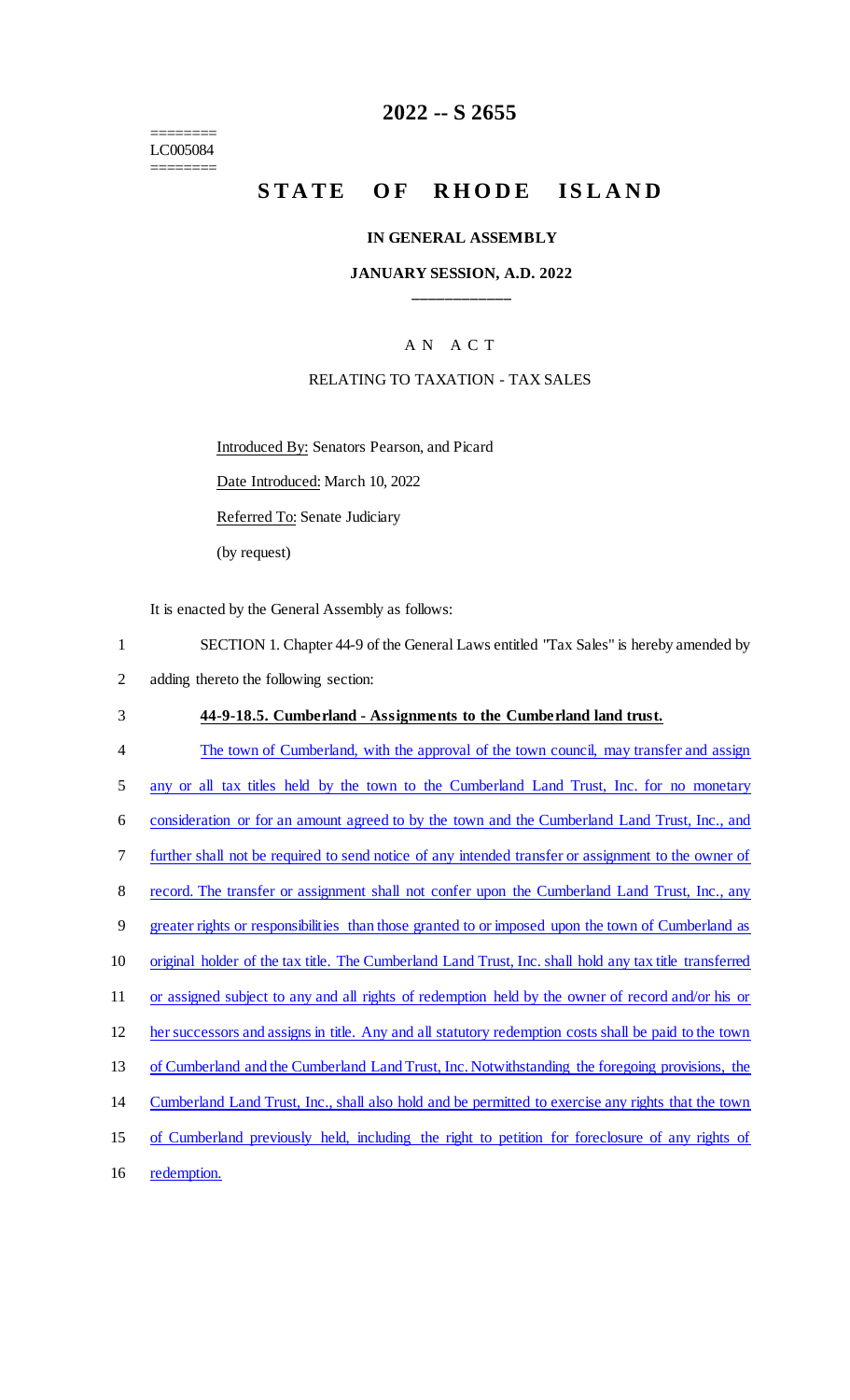========
LC005084
========

# 2022 -- S 2655

# STATE OF RHODE ISLAND

## IN GENERAL ASSEMBLY

### JANUARY SESSION, A.D. 2022

---

## A N A C T

### RELATING TO TAXATION - TAX SALES

Introduced By: Senators Pearson, and Picard

Date Introduced: March 10, 2022

Referred To: Senate Judiciary

(by request)

It is enacted by the General Assembly as follows:

1 SECTION 1. Chapter 44-9 of the General Laws entitled "Tax Sales" is hereby amended by
2 adding thereto the following section:

3 **44-9-18.5. Cumberland - Assignments to the Cumberland land trust.**

4 The town of Cumberland, with the approval of the town council, may transfer and assign
5 any or all tax titles held by the town to the Cumberland Land Trust, Inc. for no monetary
6 consideration or for an amount agreed to by the town and the Cumberland Land Trust, Inc., and
7 further shall not be required to send notice of any intended transfer or assignment to the owner of
8 record. The transfer or assignment shall not confer upon the Cumberland Land Trust, Inc., any
9 greater rights or responsibilities than those granted to or imposed upon the town of Cumberland as
10 original holder of the tax title. The Cumberland Land Trust, Inc. shall hold any tax title transferred
11 or assigned subject to any and all rights of redemption held by the owner of record and/or his or
12 her successors and assigns in title. Any and all statutory redemption costs shall be paid to the town
13 of Cumberland and the Cumberland Land Trust, Inc. Notwithstanding the foregoing provisions, the
14 Cumberland Land Trust, Inc., shall also hold and be permitted to exercise any rights that the town
15 of Cumberland previously held, including the right to petition for foreclosure of any rights of
16 redemption.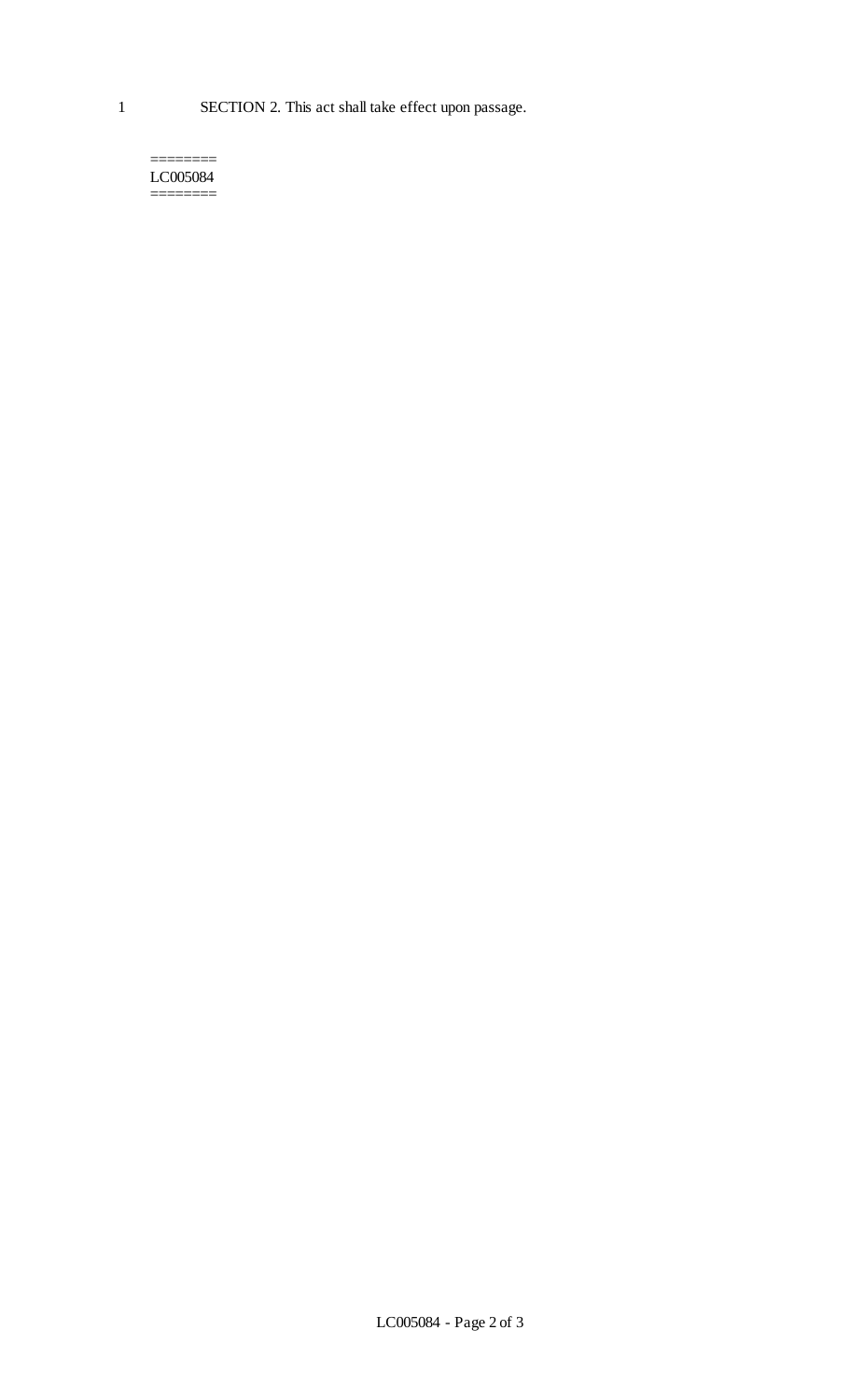SECTION 2. This act shall take effect upon passage.

========
LC005084
========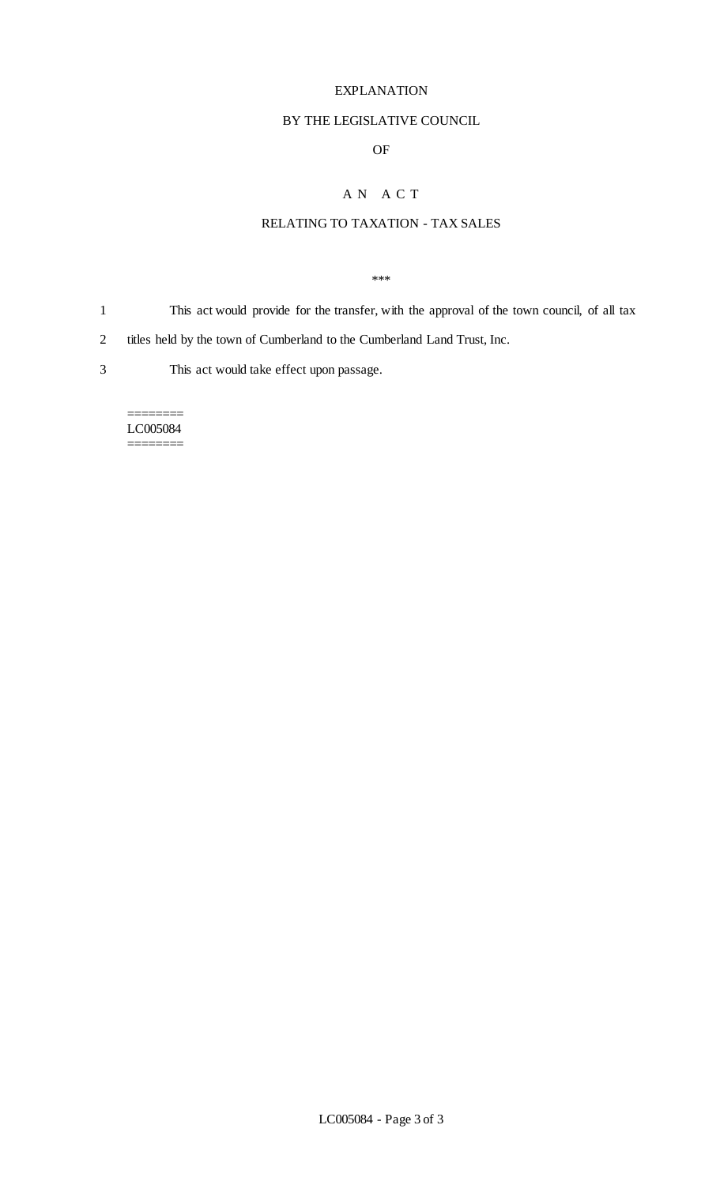EXPLANATION

BY THE LEGISLATIVE COUNCIL

OF

A N A C T

RELATING TO TAXATION - TAX SALES

\*\*\*

This act would provide for the transfer, with the approval of the town council, of all tax titles held by the town of Cumberland to the Cumberland Land Trust, Inc.

This act would take effect upon passage.

========
LC005084
========